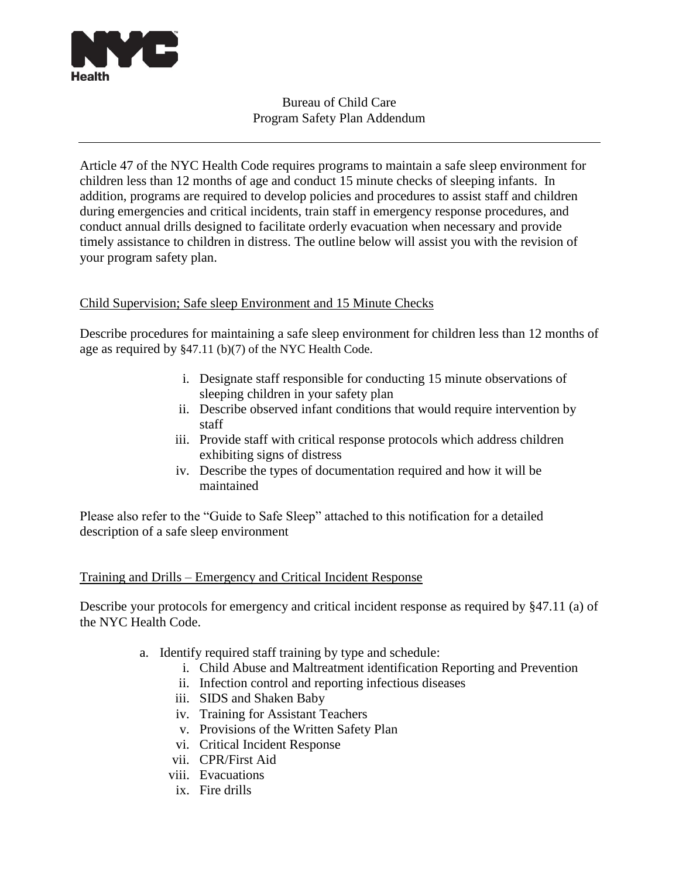NYC Health

Bureau of Child Care
Program Safety Plan Addendum

---

Article 47 of the NYC Health Code requires programs to maintain a safe sleep environment for children less than 12 months of age and conduct 15 minute checks of sleeping infants. In addition, programs are required to develop policies and procedures to assist staff and children during emergencies and critical incidents, train staff in emergency response procedures, and conduct annual drills designed to facilitate orderly evacuation when necessary and provide timely assistance to children in distress. The outline below will assist you with the revision of your program safety plan.

## Child Supervision; Safe sleep Environment and 15 Minute Checks

Describe procedures for maintaining a safe sleep environment for children less than 12 months of age as required by §47.11 (b)(7) of the NYC Health Code.

i. Designate staff responsible for conducting 15 minute observations of sleeping children in your safety plan
ii. Describe observed infant conditions that would require intervention by staff
iii. Provide staff with critical response protocols which address children exhibiting signs of distress
iv. Describe the types of documentation required and how it will be maintained

Please also refer to the "Guide to Safe Sleep" attached to this notification for a detailed description of a safe sleep environment

## Training and Drills – Emergency and Critical Incident Response

Describe your protocols for emergency and critical incident response as required by §47.11 (a) of the NYC Health Code.

a. Identify required staff training by type and schedule:
   i. Child Abuse and Maltreatment identification Reporting and Prevention
   ii. Infection control and reporting infectious diseases
   iii. SIDS and Shaken Baby
   iv. Training for Assistant Teachers
   v. Provisions of the Written Safety Plan
   vi. Critical Incident Response
   vii. CPR/First Aid
   viii. Evacuations
   ix. Fire drills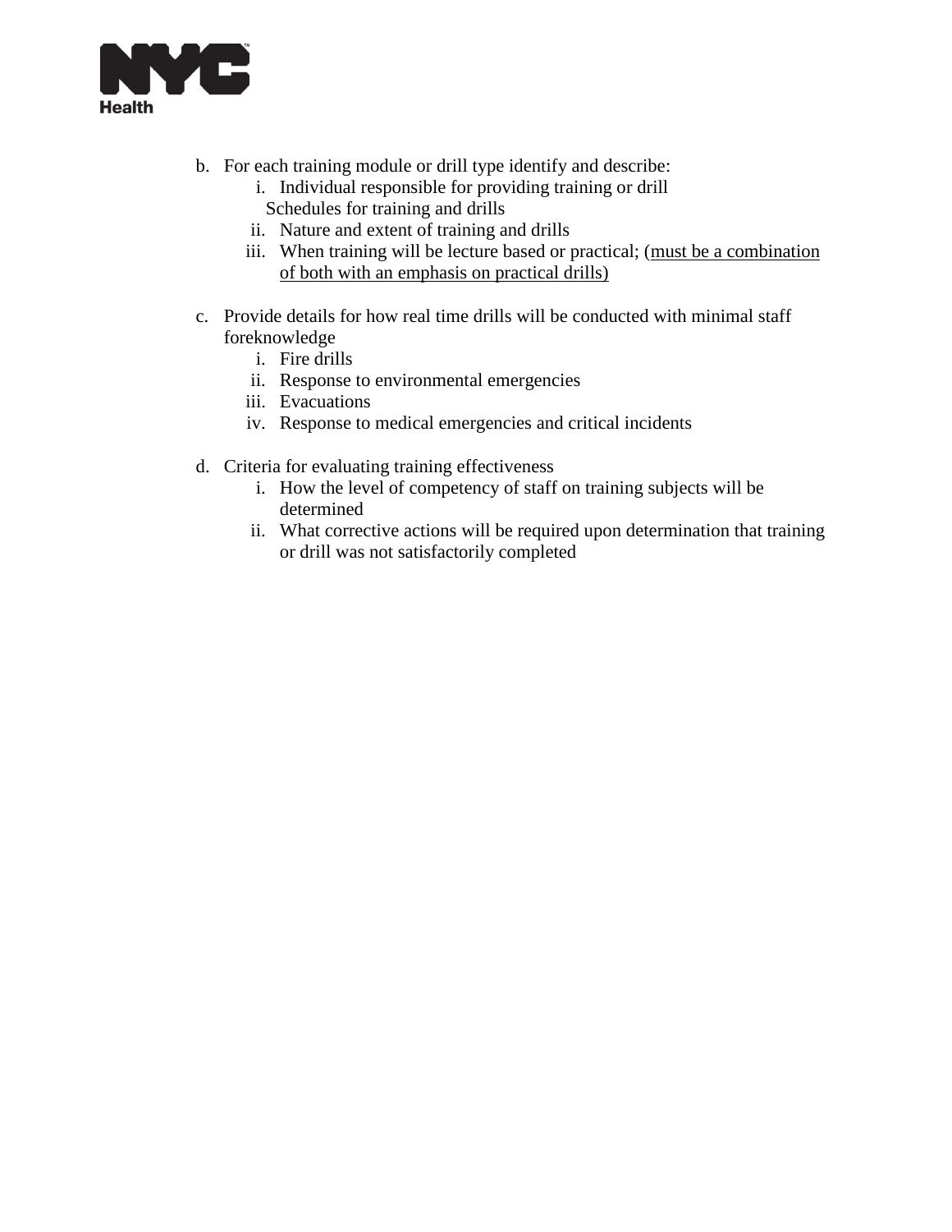b. For each training module or drill type identify and describe:
    i. Individual responsible for providing training or drill
       Schedules for training and drills
    ii. Nature and extent of training and drills
    iii. When training will be lecture based or practical; <u>(must be a combination of both with an emphasis on practical drills)</u>

c. Provide details for how real time drills will be conducted with minimal staff foreknowledge
    i. Fire drills
    ii. Response to environmental emergencies
    iii. Evacuations
    iv. Response to medical emergencies and critical incidents

d. Criteria for evaluating training effectiveness
    i. How the level of competency of staff on training subjects will be determined
    ii. What corrective actions will be required upon determination that training or drill was not satisfactorily completed